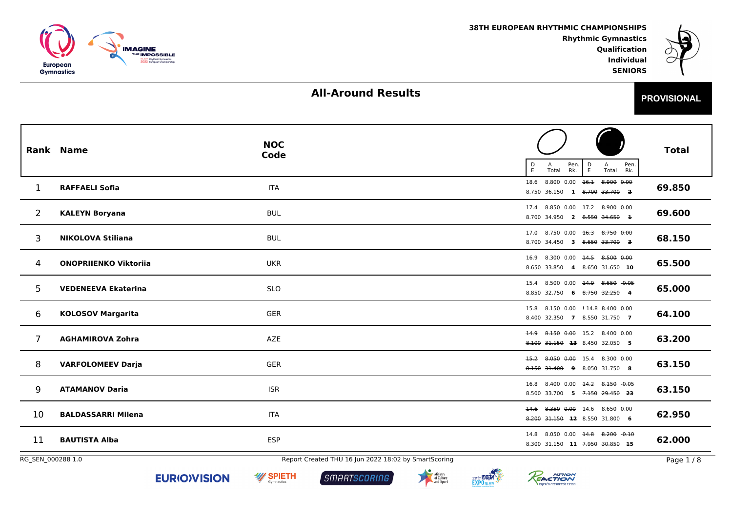38TH EUROPEAN RHYTHMIC CHAMPIONSHIPS
Rhythmic Gymnastics
Qualification
Individual
SENIORS

# All-Around Results

**PROVISIONAL**

| Rank | Name | NOC Code | Hoop D | Hoop A | Hoop Pen. | Hoop E | Hoop Total | Hoop Rk. | Ball D | Ball A | Ball Pen. | Ball E | Ball Total | Ball Rk. | Total |
|---|---|---|---|---|---|---|---|---|---|---|---|---|---|---|---|
| 1 | RAFFAELI Sofia | ITA | 18.6 | 8.800 | 0.00 | 8.750 | 36.150 | 1 | ~~16.1~~ | ~~8.900~~ | ~~0.00~~ | ~~8.700~~ | ~~33.700~~ | ~~2~~ | 69.850 |
| 2 | KALEYN Boryana | BUL | 17.4 | 8.850 | 0.00 | 8.700 | 34.950 | 2 | ~~17.2~~ | ~~8.900~~ | ~~0.00~~ | ~~8.550~~ | ~~34.650~~ | ~~1~~ | 69.600 |
| 3 | NIKOLOVA Stiliana | BUL | 17.0 | 8.750 | 0.00 | 8.700 | 34.450 | 3 | ~~16.3~~ | ~~8.750~~ | ~~0.00~~ | ~~8.650~~ | ~~33.700~~ | ~~3~~ | 68.150 |
| 4 | ONOPRIIENKO Viktoriia | UKR | 16.9 | 8.300 | 0.00 | 8.650 | 33.850 | 4 | ~~14.5~~ | ~~8.500~~ | ~~0.00~~ | ~~8.650~~ | ~~31.650~~ | ~~10~~ | 65.500 |
| 5 | VEDENEEVA Ekaterina | SLO | 15.4 | 8.500 | 0.00 | 8.850 | 32.750 | 6 | ~~14.9~~ | ~~8.650~~ | ~~-0.05~~ | ~~8.750~~ | ~~32.250~~ | ~~4~~ | 65.000 |
| 6 | KOLOSOV Margarita | GER | 15.8 | 8.150 | 0.00 | 8.400 | 32.350 | 7 | ! 14.8 | 8.400 | 0.00 | 8.550 | 31.750 | 7 | 64.100 |
| 7 | AGHAMIROVA Zohra | AZE | ~~14.9~~ | ~~8.150~~ | ~~0.00~~ | ~~8.100~~ | ~~31.150~~ | ~~13~~ | 15.2 | 8.400 | 0.00 | 8.450 | 32.050 | 5 | 63.200 |
| 8 | VARFOLOMEEV Darja | GER | ~~15.2~~ | ~~8.050~~ | ~~0.00~~ | ~~8.150~~ | ~~31.400~~ | ~~9~~ | 15.4 | 8.300 | 0.00 | 8.050 | 31.750 | 8 | 63.150 |
| 9 | ATAMANOV Daria | ISR | 16.8 | 8.400 | 0.00 | 8.500 | 33.700 | 5 | ~~14.2~~ | ~~8.150~~ | ~~-0.05~~ | ~~7.150~~ | ~~29.450~~ | ~~23~~ | 63.150 |
| 10 | BALDASSARRI Milena | ITA | ~~14.6~~ | ~~8.350~~ | ~~0.00~~ | ~~8.200~~ | ~~31.150~~ | ~~12~~ | 14.6 | 8.650 | 0.00 | 8.550 | 31.800 | 6 | 62.950 |
| 11 | BAUTISTA Alba | ESP | 14.8 | 8.050 | 0.00 | 8.300 | 31.150 | 11 | ~~14.8~~ | ~~8.200~~ | ~~-0.10~~ | ~~7.950~~ | ~~30.850~~ | ~~15~~ | 62.000 |

RG_SEN_000288 1.0 Report Created THU 16 Jun 2022 18:02 by SmartScoring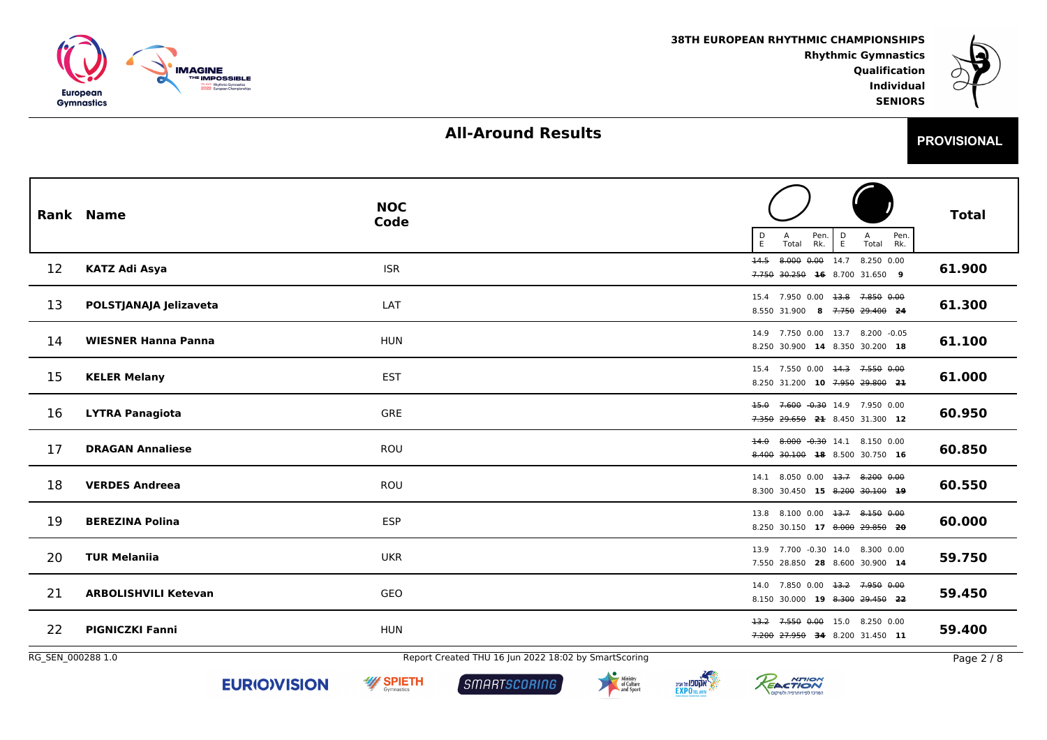# All-Around Results

**PROVISIONAL**

| Rank | Name | NOC Code | Hoop D | Hoop A | Hoop Pen. | Hoop E | Hoop Total | Hoop Rk. | Ball D | Ball A | Ball Pen. | Ball E | Ball Total | Ball Rk. | Total |
|---|---|---|---|---|---|---|---|---|---|---|---|---|---|---|---|
| 12 | **KATZ Adi Asya** | ISR | ~~14.5~~ | ~~8.000~~ | ~~0.00~~ | ~~7.750~~ | ~~30.250~~ | ~~16~~ | 14.7 | 8.250 | 0.00 | 8.700 | 31.650 | 9 | **61.900** |
| 13 | **POLSTJANAJA Jelizaveta** | LAT | 15.4 | 7.950 | 0.00 | 8.550 | 31.900 | 8 | ~~13.8~~ | ~~7.850~~ | ~~0.00~~ | ~~7.750~~ | ~~29.400~~ | ~~24~~ | **61.300** |
| 14 | **WIESNER Hanna Panna** | HUN | 14.9 | 7.750 | 0.00 | 8.250 | 30.900 | 14 | 13.7 | 8.200 | -0.05 | 8.350 | 30.200 | 18 | **61.100** |
| 15 | **KELER Melany** | EST | 15.4 | 7.550 | 0.00 | 8.250 | 31.200 | 10 | ~~14.3~~ | ~~7.550~~ | ~~0.00~~ | ~~7.950~~ | ~~29.800~~ | ~~21~~ | **61.000** |
| 16 | **LYTRA Panagiota** | GRE | ~~15.0~~ | ~~7.600~~ | ~~-0.30~~ | ~~7.350~~ | ~~29.650~~ | ~~21~~ | 14.9 | 7.950 | 0.00 | 8.450 | 31.300 | 12 | **60.950** |
| 17 | **DRAGAN Annaliese** | ROU | ~~14.0~~ | ~~8.000~~ | ~~-0.30~~ | ~~8.400~~ | ~~30.100~~ | ~~18~~ | 14.1 | 8.150 | 0.00 | 8.500 | 30.750 | 16 | **60.850** |
| 18 | **VERDES Andreea** | ROU | 14.1 | 8.050 | 0.00 | 8.300 | 30.450 | 15 | ~~13.7~~ | ~~8.200~~ | ~~0.00~~ | ~~8.200~~ | ~~30.100~~ | ~~19~~ | **60.550** |
| 19 | **BEREZINA Polina** | ESP | 13.8 | 8.100 | 0.00 | 8.250 | 30.150 | 17 | ~~13.7~~ | ~~8.150~~ | ~~0.00~~ | ~~8.000~~ | ~~29.850~~ | ~~20~~ | **60.000** |
| 20 | **TUR Melaniia** | UKR | 13.9 | 7.700 | -0.30 | 7.550 | 28.850 | 28 | 14.0 | 8.300 | 0.00 | 8.600 | 30.900 | 14 | **59.750** |
| 21 | **ARBOLISHVILI Ketevan** | GEO | 14.0 | 7.850 | 0.00 | 8.150 | 30.000 | 19 | ~~13.2~~ | ~~7.950~~ | ~~0.00~~ | ~~8.300~~ | ~~29.450~~ | ~~22~~ | **59.450** |
| 22 | **PIGNICZKI Fanni** | HUN | ~~13.2~~ | ~~7.550~~ | ~~0.00~~ | ~~7.200~~ | ~~27.950~~ | ~~34~~ | 15.0 | 8.250 | 0.00 | 8.200 | 31.450 | 11 | **59.400** |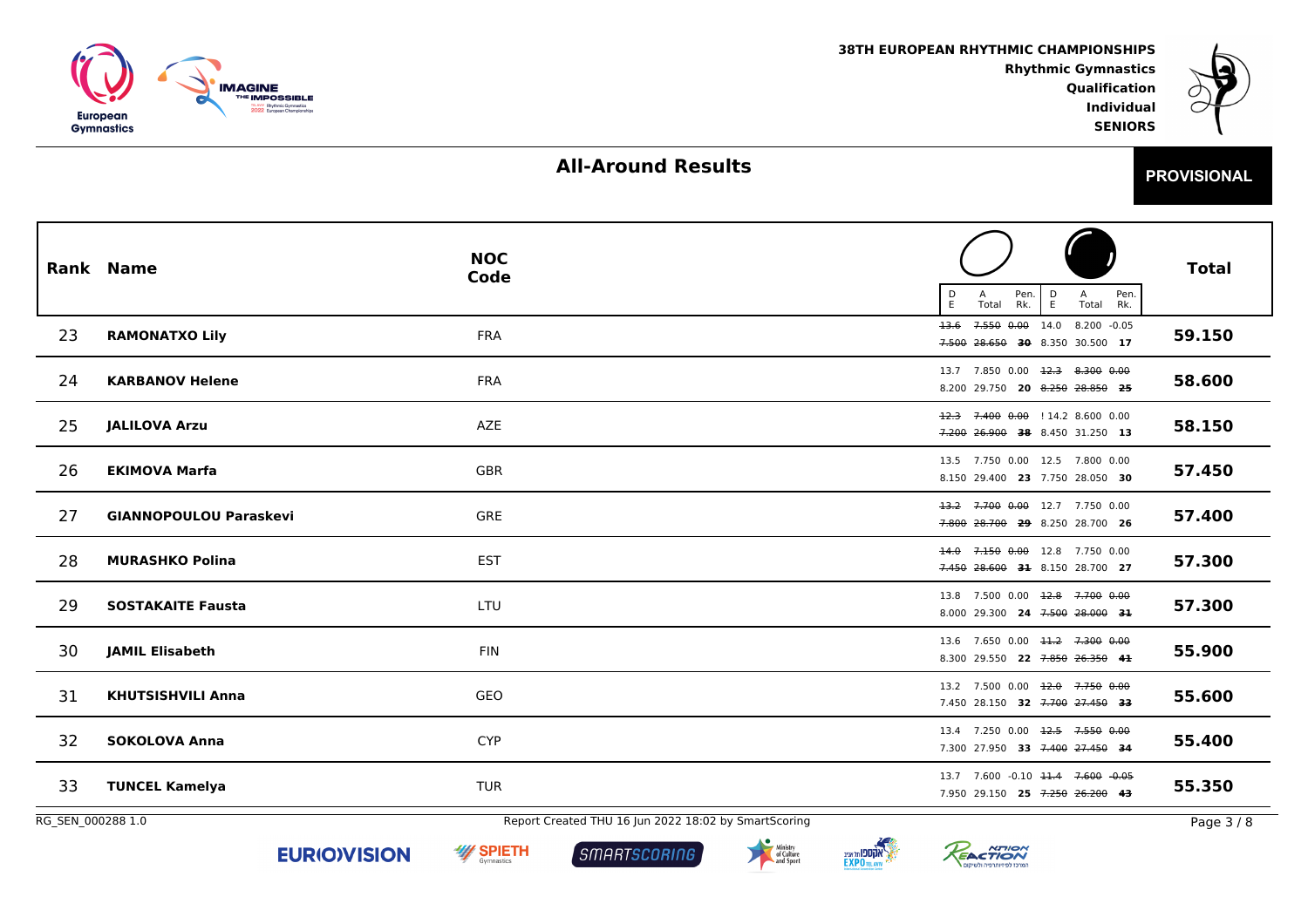38TH EUROPEAN RHYTHMIC CHAMPIONSHIPS
Rhythmic Gymnastics
Qualification
Individual
SENIORS

## All-Around Results

**PROVISIONAL**

| Rank | Name | NOC Code | Hoop D | Hoop E | Hoop A | Hoop Pen. | Hoop Total | Hoop Rk. | Ball D | Ball E | Ball A | Ball Pen. | Ball Total | Ball Rk. | Total |
|---|---|---|---|---|---|---|---|---|---|---|---|---|---|---|---|
| 23 | **RAMONATXO Lily** | FRA | ~~13.6~~ | ~~7.500~~ | ~~7.550~~ | ~~0.00~~ | ~~28.650~~ | ~~30~~ | 14.0 | 8.350 | 8.200 | -0.05 | 30.500 | 17 | **59.150** |
| 24 | **KARBANOV Helene** | FRA | 13.7 | 8.200 | 7.850 | 0.00 | 29.750 | 20 | ~~12.3~~ | ~~8.250~~ | ~~8.300~~ | ~~0.00~~ | ~~28.850~~ | ~~25~~ | **58.600** |
| 25 | **JALILOVA Arzu** | AZE | ~~12.3~~ | ~~7.200~~ | ~~7.400~~ | ~~0.00~~ | ~~26.900~~ | ~~38~~ | ! 14.2 | 8.450 | 8.600 | 0.00 | 31.250 | 13 | **58.150** |
| 26 | **EKIMOVA Marfa** | GBR | 13.5 | 8.150 | 7.750 | 0.00 | 29.400 | 23 | 12.5 | 7.750 | 7.800 | 0.00 | 28.050 | 30 | **57.450** |
| 27 | **GIANNOPOULOU Paraskevi** | GRE | ~~13.2~~ | ~~7.800~~ | ~~7.700~~ | ~~0.00~~ | ~~28.700~~ | ~~29~~ | 12.7 | 8.250 | 7.750 | 0.00 | 28.700 | 26 | **57.400** |
| 28 | **MURASHKO Polina** | EST | ~~14.0~~ | ~~7.450~~ | ~~7.150~~ | ~~0.00~~ | ~~28.600~~ | ~~31~~ | 12.8 | 8.150 | 7.750 | 0.00 | 28.700 | 27 | **57.300** |
| 29 | **SOSTAKAITE Fausta** | LTU | 13.8 | 8.000 | 7.500 | 0.00 | 29.300 | 24 | ~~12.8~~ | ~~7.500~~ | ~~7.700~~ | ~~0.00~~ | ~~28.000~~ | ~~31~~ | **57.300** |
| 30 | **JAMIL Elisabeth** | FIN | 13.6 | 8.300 | 7.650 | 0.00 | 29.550 | 22 | ~~11.2~~ | ~~7.850~~ | ~~7.300~~ | ~~0.00~~ | ~~26.350~~ | ~~41~~ | **55.900** |
| 31 | **KHUTSISHVILI Anna** | GEO | 13.2 | 7.450 | 7.500 | 0.00 | 28.150 | 32 | ~~12.0~~ | ~~7.700~~ | ~~7.750~~ | ~~0.00~~ | ~~27.450~~ | ~~33~~ | **55.600** |
| 32 | **SOKOLOVA Anna** | CYP | 13.4 | 7.300 | 7.250 | 0.00 | 27.950 | 33 | ~~12.5~~ | ~~7.400~~ | ~~7.550~~ | ~~0.00~~ | ~~27.450~~ | ~~34~~ | **55.400** |
| 33 | **TUNCEL Kamelya** | TUR | 13.7 | 7.950 | 7.600 | -0.10 | 29.150 | 25 | ~~11.4~~ | ~~7.250~~ | ~~7.600~~ | ~~-0.05~~ | ~~26.200~~ | ~~43~~ | **55.350** |

RG_SEN_000288 1.0 — Report Created THU 16 Jun 2022 18:02 by SmartScoring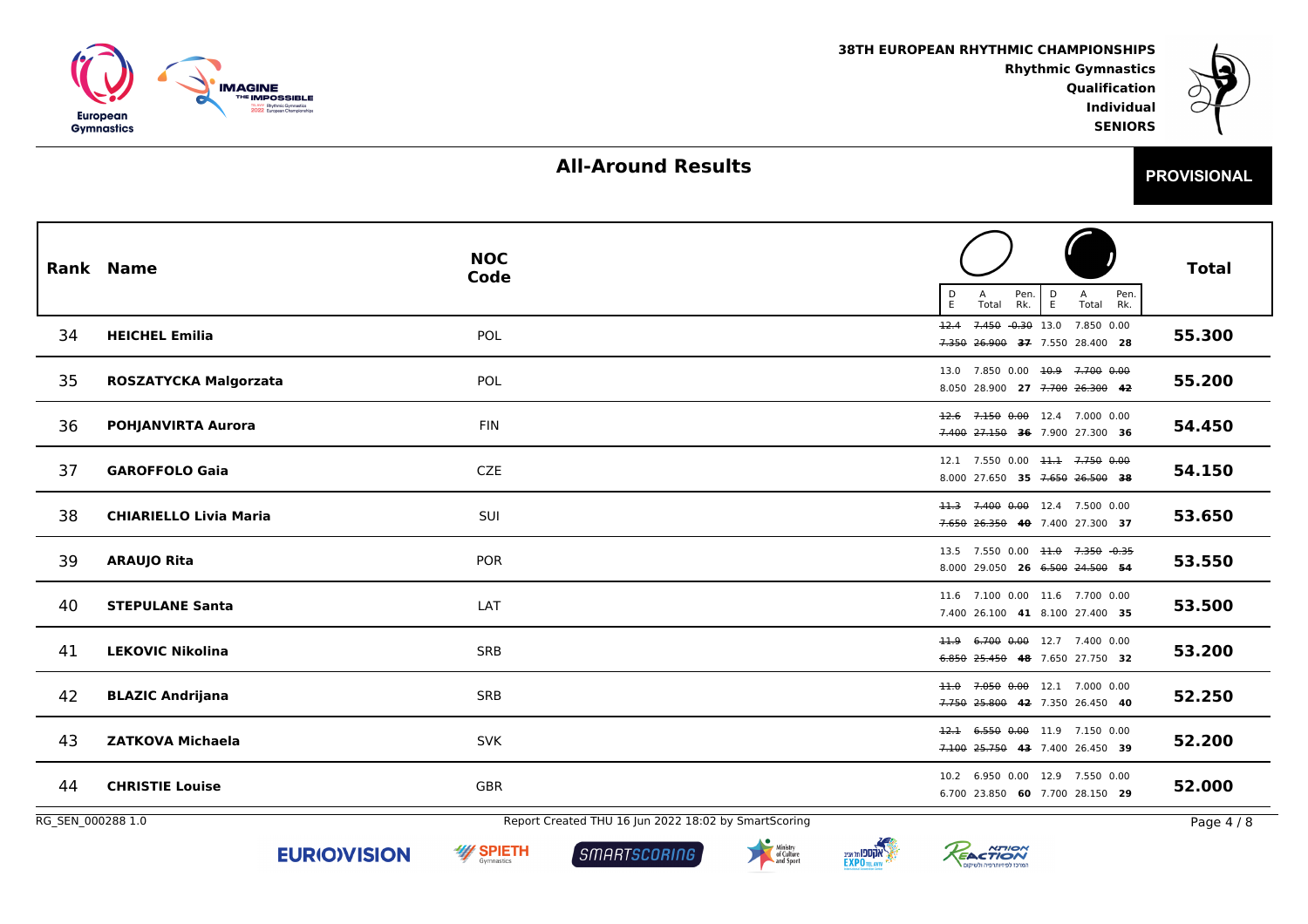38TH EUROPEAN RHYTHMIC CHAMPIONSHIPS
Rhythmic Gymnastics
Qualification
Individual
SENIORS

## All-Around Results

**PROVISIONAL**

| Rank | Name | NOC Code | Hoop D | Hoop A | Hoop Pen. | Hoop E | Hoop Total | Hoop Rk. | Ball D | Ball A | Ball Pen. | Ball E | Ball Total | Ball Rk. | Total |
|---|---|---|---|---|---|---|---|---|---|---|---|---|---|---|---|
| 34 | **HEICHEL Emilia** | POL | ~~12.4~~ | ~~7.450~~ | ~~-0.30~~ | ~~7.350~~ | ~~26.900~~ | ~~37~~ | 13.0 | 7.850 | 0.00 | 7.550 | 28.400 | 28 | **55.300** |
| 35 | **ROSZATYCKA Malgorzata** | POL | 13.0 | 7.850 | 0.00 | 8.050 | 28.900 | 27 | ~~10.9~~ | ~~7.700~~ | ~~0.00~~ | ~~7.700~~ | ~~26.300~~ | ~~42~~ | **55.200** |
| 36 | **POHJANVIRTA Aurora** | FIN | ~~12.6~~ | ~~7.150~~ | ~~0.00~~ | ~~7.400~~ | ~~27.150~~ | ~~36~~ | 12.4 | 7.000 | 0.00 | 7.900 | 27.300 | 36 | **54.450** |
| 37 | **GAROFFOLO Gaia** | CZE | 12.1 | 7.550 | 0.00 | 8.000 | 27.650 | 35 | ~~11.1~~ | ~~7.750~~ | ~~0.00~~ | ~~7.650~~ | ~~26.500~~ | ~~38~~ | **54.150** |
| 38 | **CHIARIELLO Livia Maria** | SUI | ~~11.3~~ | ~~7.400~~ | ~~0.00~~ | ~~7.650~~ | ~~26.350~~ | ~~40~~ | 12.4 | 7.500 | 0.00 | 7.400 | 27.300 | 37 | **53.650** |
| 39 | **ARAUJO Rita** | POR | 13.5 | 7.550 | 0.00 | 8.000 | 29.050 | 26 | ~~11.0~~ | ~~7.350~~ | ~~-0.35~~ | ~~6.500~~ | ~~24.500~~ | ~~54~~ | **53.550** |
| 40 | **STEPULANE Santa** | LAT | 11.6 | 7.100 | 0.00 | 7.400 | 26.100 | 41 | 11.6 | 7.700 | 0.00 | 8.100 | 27.400 | 35 | **53.500** |
| 41 | **LEKOVIC Nikolina** | SRB | ~~11.9~~ | ~~6.700~~ | ~~0.00~~ | ~~6.850~~ | ~~25.450~~ | ~~48~~ | 12.7 | 7.400 | 0.00 | 7.650 | 27.750 | 32 | **53.200** |
| 42 | **BLAZIC Andrijana** | SRB | ~~11.0~~ | ~~7.050~~ | ~~0.00~~ | ~~7.750~~ | ~~25.800~~ | ~~42~~ | 12.1 | 7.000 | 0.00 | 7.350 | 26.450 | 40 | **52.250** |
| 43 | **ZATKOVA Michaela** | SVK | ~~12.1~~ | ~~6.550~~ | ~~0.00~~ | ~~7.100~~ | ~~25.750~~ | ~~43~~ | 11.9 | 7.150 | 0.00 | 7.400 | 26.450 | 39 | **52.200** |
| 44 | **CHRISTIE Louise** | GBR | 10.2 | 6.950 | 0.00 | 6.700 | 23.850 | 60 | 12.9 | 7.550 | 0.00 | 7.700 | 28.150 | 29 | **52.000** |

RG_SEN_000288 1.0 — Report Created THU 16 Jun 2022 18:02 by SmartScoring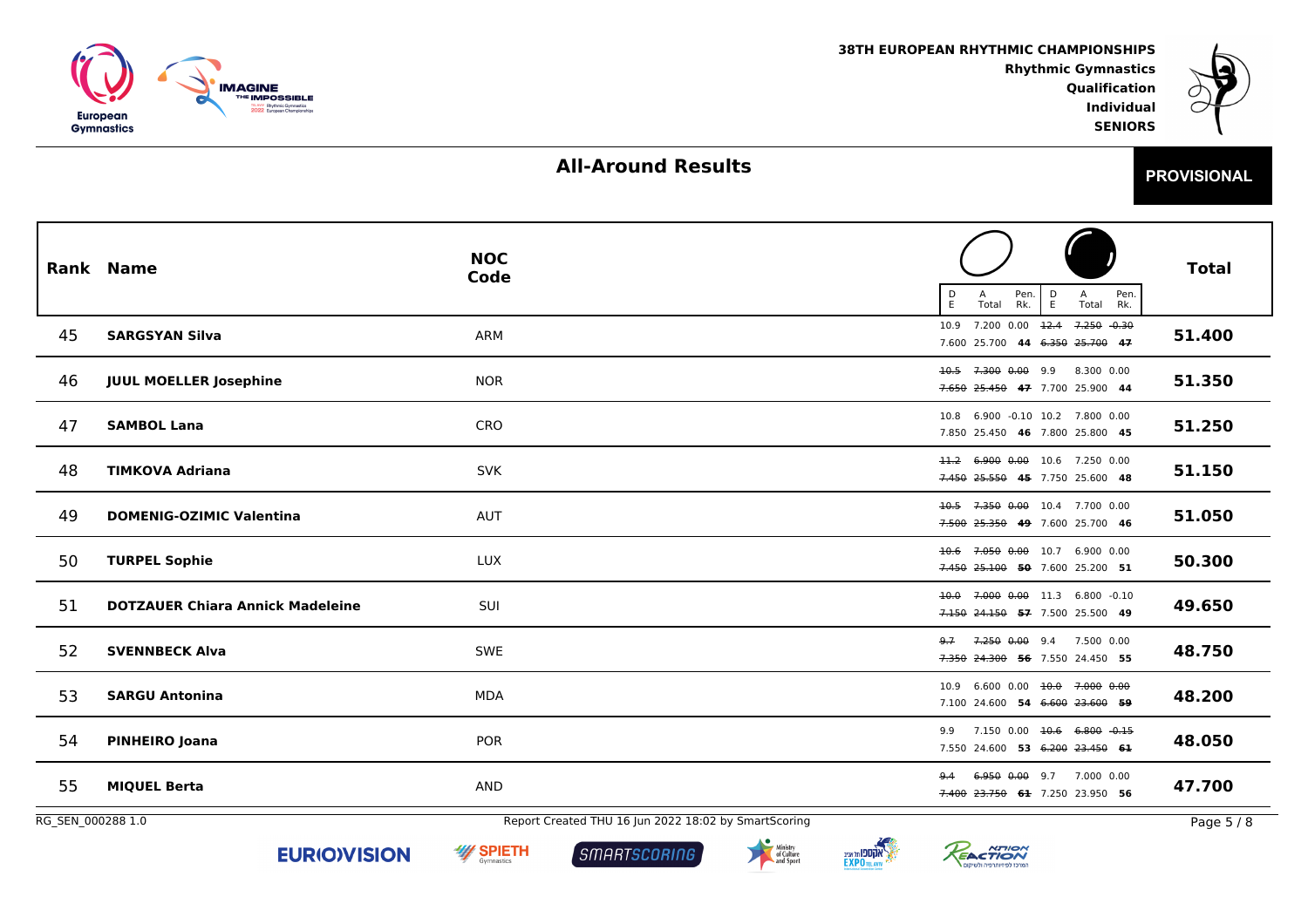38TH EUROPEAN RHYTHMIC CHAMPIONSHIPS
Rhythmic Gymnastics
Qualification
Individual
SENIORS

## All-Around Results

**PROVISIONAL**

| Rank | Name | NOC Code | Hoop D | Hoop A | Hoop Pen. | Hoop E | Hoop Total | Hoop Rk. | Ball D | Ball A | Ball Pen. | Ball E | Ball Total | Ball Rk. | Total |
|---|---|---|---|---|---|---|---|---|---|---|---|---|---|---|---|
| 45 | **SARGSYAN Silva** | ARM | 10.9 | 7.200 | 0.00 | 7.600 | 25.700 | **44** | ~~12.4~~ | ~~7.250~~ | ~~-0.30~~ | ~~6.350~~ | ~~25.700~~ | ~~**47**~~ | **51.400** |
| 46 | **JUUL MOELLER Josephine** | NOR | ~~10.5~~ | ~~7.300~~ | ~~0.00~~ | ~~7.650~~ | ~~25.450~~ | ~~**47**~~ | 9.9 | 8.300 | 0.00 | 7.700 | 25.900 | **44** | **51.350** |
| 47 | **SAMBOL Lana** | CRO | 10.8 | 6.900 | -0.10 | 7.850 | 25.450 | **46** | 10.2 | 7.800 | 0.00 | 7.800 | 25.800 | **45** | **51.250** |
| 48 | **TIMKOVA Adriana** | SVK | ~~11.2~~ | ~~6.900~~ | ~~0.00~~ | ~~7.450~~ | ~~25.550~~ | ~~**45**~~ | 10.6 | 7.250 | 0.00 | 7.750 | 25.600 | **48** | **51.150** |
| 49 | **DOMENIG-OZIMIC Valentina** | AUT | ~~10.5~~ | ~~7.350~~ | ~~0.00~~ | ~~7.500~~ | ~~25.350~~ | ~~**49**~~ | 10.4 | 7.700 | 0.00 | 7.600 | 25.700 | **46** | **51.050** |
| 50 | **TURPEL Sophie** | LUX | ~~10.6~~ | ~~7.050~~ | ~~0.00~~ | ~~7.450~~ | ~~25.100~~ | ~~**50**~~ | 10.7 | 6.900 | 0.00 | 7.600 | 25.200 | **51** | **50.300** |
| 51 | **DOTZAUER Chiara Annick Madeleine** | SUI | ~~10.0~~ | ~~7.000~~ | ~~0.00~~ | ~~7.150~~ | ~~24.150~~ | ~~**57**~~ | 11.3 | 6.800 | -0.10 | 7.500 | 25.500 | **49** | **49.650** |
| 52 | **SVENNBECK Alva** | SWE | ~~9.7~~ | ~~7.250~~ | ~~0.00~~ | ~~7.350~~ | ~~24.300~~ | ~~**56**~~ | 9.4 | 7.500 | 0.00 | 7.550 | 24.450 | **55** | **48.750** |
| 53 | **SARGU Antonina** | MDA | 10.9 | 6.600 | 0.00 | 7.100 | 24.600 | **54** | ~~10.0~~ | ~~7.000~~ | ~~0.00~~ | ~~6.600~~ | ~~23.600~~ | ~~**59**~~ | **48.200** |
| 54 | **PINHEIRO Joana** | POR | 9.9 | 7.150 | 0.00 | 7.550 | 24.600 | **53** | ~~10.6~~ | ~~6.800~~ | ~~-0.15~~ | ~~6.200~~ | ~~23.450~~ | ~~**61**~~ | **48.050** |
| 55 | **MIQUEL Berta** | AND | ~~9.4~~ | ~~6.950~~ | ~~0.00~~ | ~~7.400~~ | ~~23.750~~ | ~~**61**~~ | 9.7 | 7.000 | 0.00 | 7.250 | 23.950 | **56** | **47.700** |

RG_SEN_000288 1.0 — Report Created THU 16 Jun 2022 18:02 by SmartScoring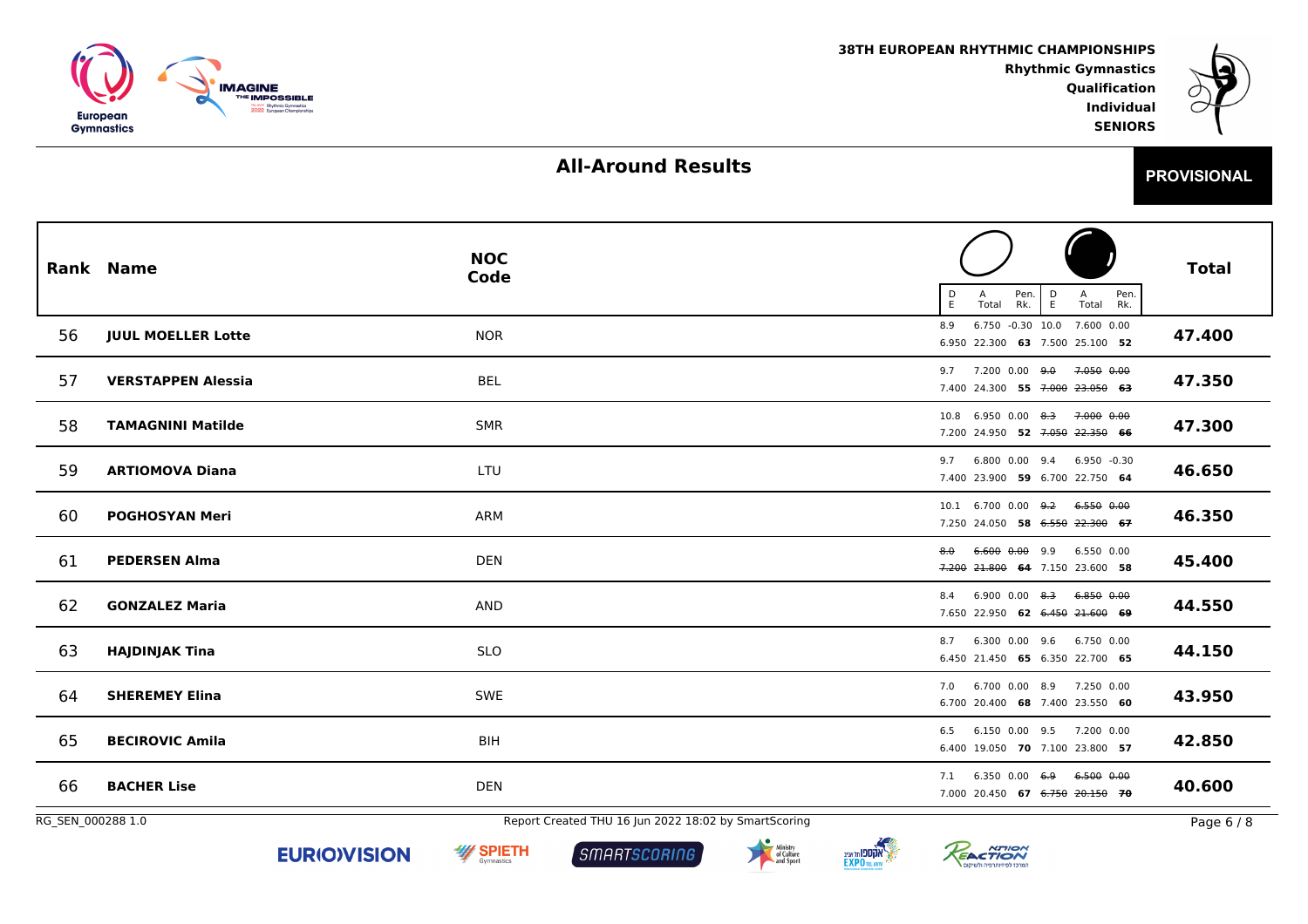38TH EUROPEAN RHYTHMIC CHAMPIONSHIPS
Rhythmic Gymnastics
Qualification
Individual
SENIORS

## All-Around Results

**PROVISIONAL**

| Rank | Name | NOC Code | Hoop D | Hoop A | Hoop Pen. | Hoop E | Hoop Total | Hoop Rk. | Ball D | Ball A | Ball Pen. | Ball E | Ball Total | Ball Rk. | Total |
|---|---|---|---|---|---|---|---|---|---|---|---|---|---|---|---|
| 56 | **JUUL MOELLER Lotte** | NOR | 8.9 | 6.750 | -0.30 | 6.950 | 22.300 | **63** | 10.0 | 7.600 | 0.00 | 7.500 | 25.100 | **52** | **47.400** |
| 57 | **VERSTAPPEN Alessia** | BEL | 9.7 | 7.200 | 0.00 | 7.400 | 24.300 | **55** | ~~9.0~~ | ~~7.050~~ | ~~0.00~~ | ~~7.000~~ | ~~23.050~~ | ~~**63**~~ | **47.350** |
| 58 | **TAMAGNINI Matilde** | SMR | 10.8 | 6.950 | 0.00 | 7.200 | 24.950 | **52** | ~~8.3~~ | ~~7.000~~ | ~~0.00~~ | ~~7.050~~ | ~~22.350~~ | ~~**66**~~ | **47.300** |
| 59 | **ARTIOMOVA Diana** | LTU | 9.7 | 6.800 | 0.00 | 7.400 | 23.900 | **59** | 9.4 | 6.950 | -0.30 | 6.700 | 22.750 | **64** | **46.650** |
| 60 | **POGHOSYAN Meri** | ARM | 10.1 | 6.700 | 0.00 | 7.250 | 24.050 | **58** | ~~9.2~~ | ~~6.550~~ | ~~0.00~~ | ~~6.550~~ | ~~22.300~~ | ~~**67**~~ | **46.350** |
| 61 | **PEDERSEN Alma** | DEN | ~~8.0~~ | ~~6.600~~ | ~~0.00~~ | ~~7.200~~ | ~~21.800~~ | ~~**64**~~ | 9.9 | 6.550 | 0.00 | 7.150 | 23.600 | **58** | **45.400** |
| 62 | **GONZALEZ Maria** | AND | 8.4 | 6.900 | 0.00 | 7.650 | 22.950 | **62** | ~~8.3~~ | ~~6.850~~ | ~~0.00~~ | ~~6.450~~ | ~~21.600~~ | ~~**69**~~ | **44.550** |
| 63 | **HAJDINJAK Tina** | SLO | 8.7 | 6.300 | 0.00 | 6.450 | 21.450 | **65** | 9.6 | 6.750 | 0.00 | 6.350 | 22.700 | **65** | **44.150** |
| 64 | **SHEREMEY Elina** | SWE | 7.0 | 6.700 | 0.00 | 6.700 | 20.400 | **68** | 8.9 | 7.250 | 0.00 | 7.400 | 23.550 | **60** | **43.950** |
| 65 | **BECIROVIC Amila** | BIH | 6.5 | 6.150 | 0.00 | 6.400 | 19.050 | **70** | 9.5 | 7.200 | 0.00 | 7.100 | 23.800 | **57** | **42.850** |
| 66 | **BACHER Lise** | DEN | 7.1 | 6.350 | 0.00 | 7.000 | 20.450 | **67** | ~~6.9~~ | ~~6.500~~ | ~~0.00~~ | ~~6.750~~ | ~~20.150~~ | ~~**70**~~ | **40.600** |

RG_SEN_000288 1.0 Report Created THU 16 Jun 2022 18:02 by SmartScoring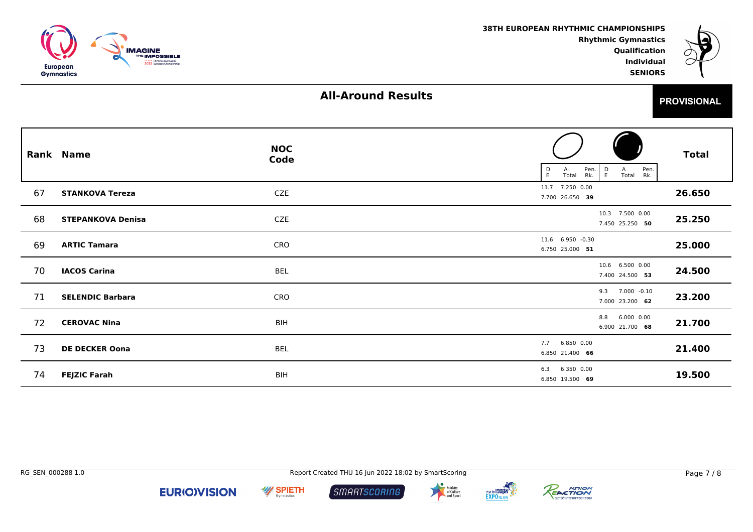38TH EUROPEAN RHYTHMIC CHAMPIONSHIPS
Rhythmic Gymnastics
Qualification
Individual
SENIORS

## All-Around Results

**PROVISIONAL**

| Rank | Name | NOC Code | Hoop D | Hoop A | Hoop Pen. | Hoop E | Hoop Total | Hoop Rk. | Ball D | Ball A | Ball Pen. | Ball E | Ball Total | Ball Rk. | Total |
|---|---|---|---|---|---|---|---|---|---|---|---|---|---|---|---|
| 67 | **STANKOVA Tereza** | CZE | 11.7 | 7.250 | 0.00 | 7.700 | 26.650 | **39** | | | | | | | **26.650** |
| 68 | **STEPANKOVA Denisa** | CZE | | | | | | | 10.3 | 7.500 | 0.00 | 7.450 | 25.250 | **50** | **25.250** |
| 69 | **ARTIC Tamara** | CRO | 11.6 | 6.950 | -0.30 | 6.750 | 25.000 | **51** | | | | | | | **25.000** |
| 70 | **IACOS Carina** | BEL | | | | | | | 10.6 | 6.500 | 0.00 | 7.400 | 24.500 | **53** | **24.500** |
| 71 | **SELENDIC Barbara** | CRO | | | | | | | 9.3 | 7.000 | -0.10 | 7.000 | 23.200 | **62** | **23.200** |
| 72 | **CEROVAC Nina** | BIH | | | | | | | 8.8 | 6.000 | 0.00 | 6.900 | 21.700 | **68** | **21.700** |
| 73 | **DE DECKER Oona** | BEL | 7.7 | 6.850 | 0.00 | 6.850 | 21.400 | **66** | | | | | | | **21.400** |
| 74 | **FEJZIC Farah** | BIH | 6.3 | 6.350 | 0.00 | 6.850 | 19.500 | **69** | | | | | | | **19.500** |

RG_SEN_000288 1.0 — Report Created THU 16 Jun 2022 18:02 by SmartScoring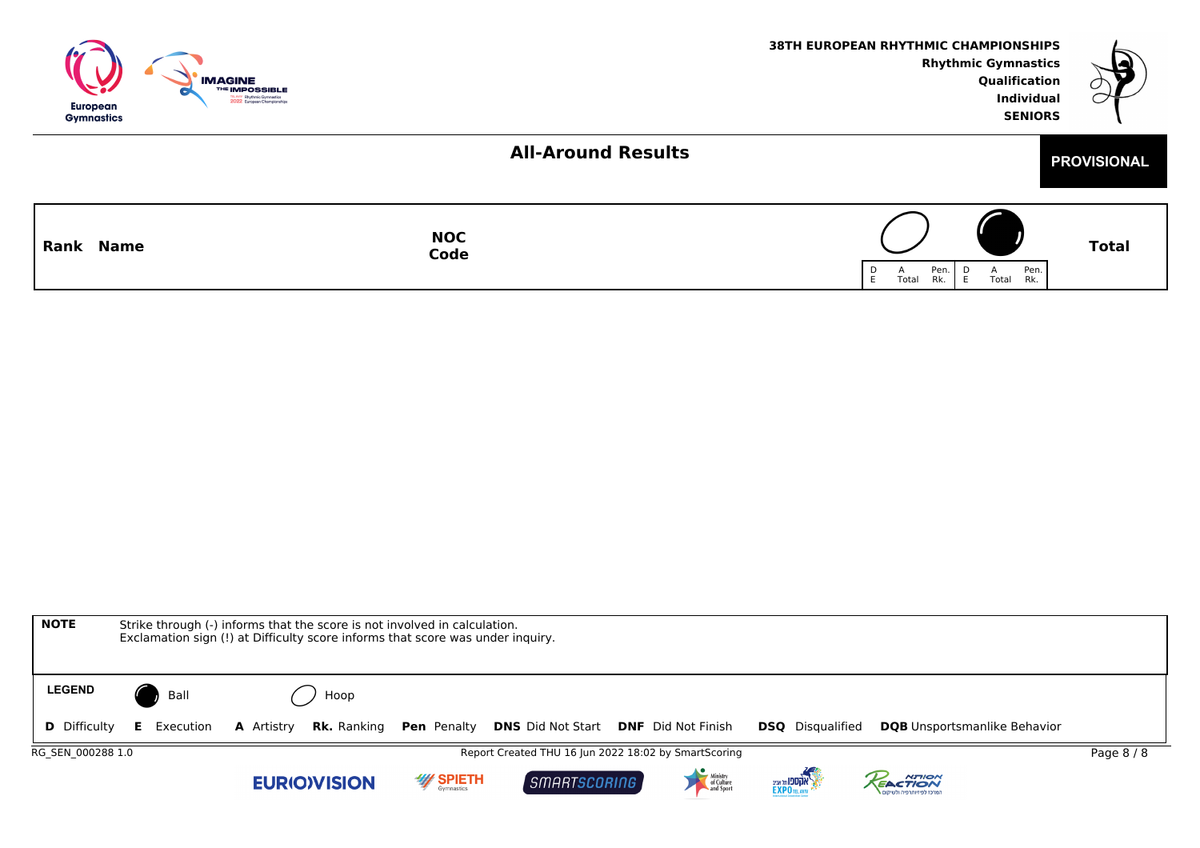**38TH EUROPEAN RHYTHMIC CHAMPIONSHIPS**
**Rhythmic Gymnastics**
**Qualification**
**Individual**
**SENIORS**

## All-Around Results

**PROVISIONAL**

| Rank | Name | NOC Code | Hoop D E | Hoop A Total | Hoop Pen. Rk. | Ball D E | Ball A Total | Ball Pen. Rk. | Total |
| --- | --- | --- | --- | --- | --- | --- | --- | --- | --- |

**NOTE** Strike through (-) informs that the score is not involved in calculation.
Exclamation sign (!) at Difficulty score informs that score was under inquiry.

**LEGEND** Ball Hoop

**D** Difficulty **E** Execution **A** Artistry **Rk.** Ranking **Pen** Penalty **DNS** Did Not Start **DNF** Did Not Finish **DSQ** Disqualified **DQB** Unsportsmanlike Behavior

RG_SEN_000288 1.0 Report Created THU 16 Jun 2022 18:02 by SmartScoring